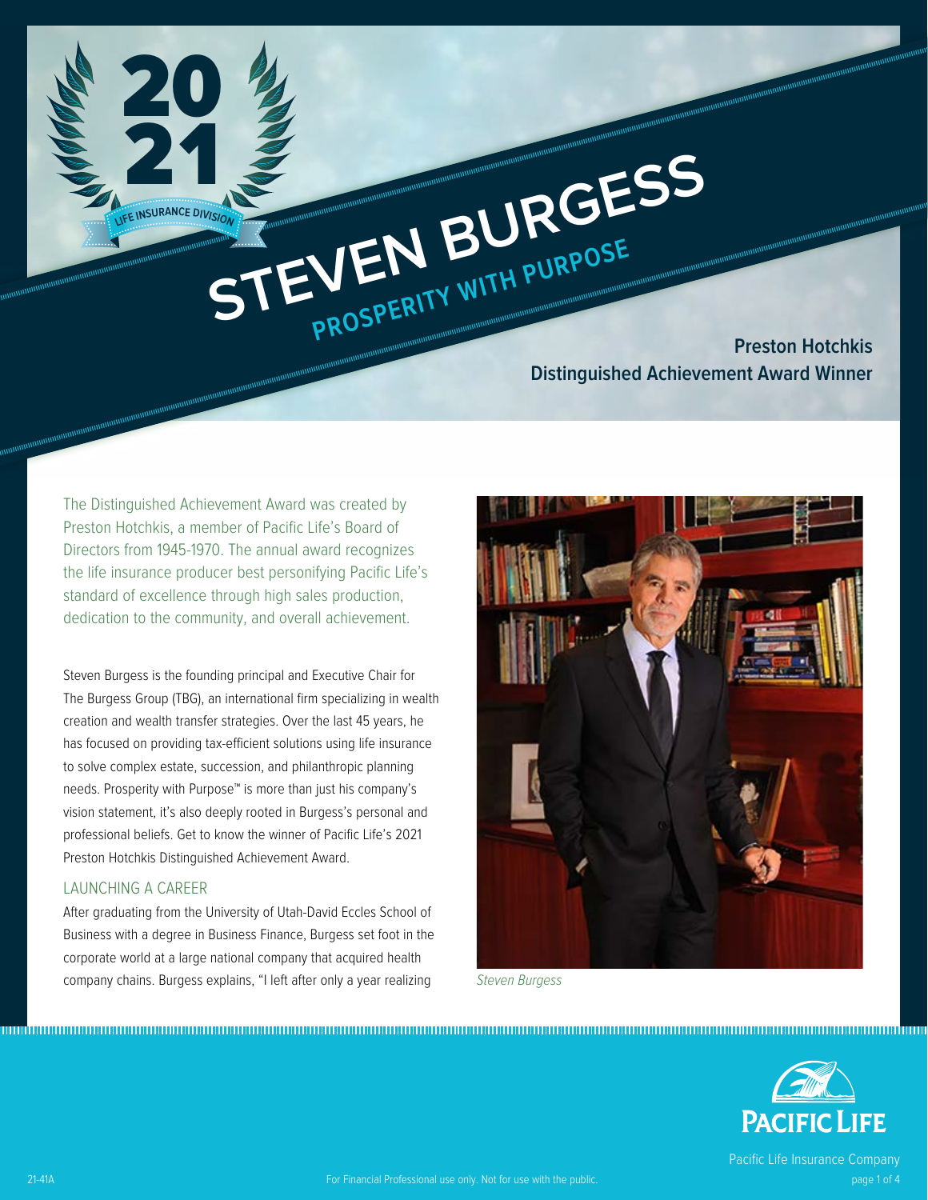2021 LIFE INSURANCE DIVISION

# STEVEN BURGESS

## PROSPERITY WITH PURPOSE

**Preston Hotchkis Distinguished Achievement Award Winner**

The Distinguished Achievement Award was created by Preston Hotchkis, a member of Pacific Life's Board of Directors from 1945-1970. The annual award recognizes the life insurance producer best personifying Pacific Life's standard of excellence through high sales production, dedication to the community, and overall achievement.

Steven Burgess is the founding principal and Executive Chair for The Burgess Group (TBG), an international firm specializing in wealth creation and wealth transfer strategies. Over the last 45 years, he has focused on providing tax-efficient solutions using life insurance to solve complex estate, succession, and philanthropic planning needs. Prosperity with Purpose™ is more than just his company's vision statement, it's also deeply rooted in Burgess's personal and professional beliefs. Get to know the winner of Pacific Life's 2021 Preston Hotchkis Distinguished Achievement Award.

*Steven Burgess*

### LAUNCHING A CAREER

After graduating from the University of Utah-David Eccles School of Business with a degree in Business Finance, Burgess set foot in the corporate world at a large national company that acquired health company chains. Burgess explains, "I left after only a year realizing

Pacific Life Insurance Company

21-41A

For Financial Professional use only. Not for use with the public.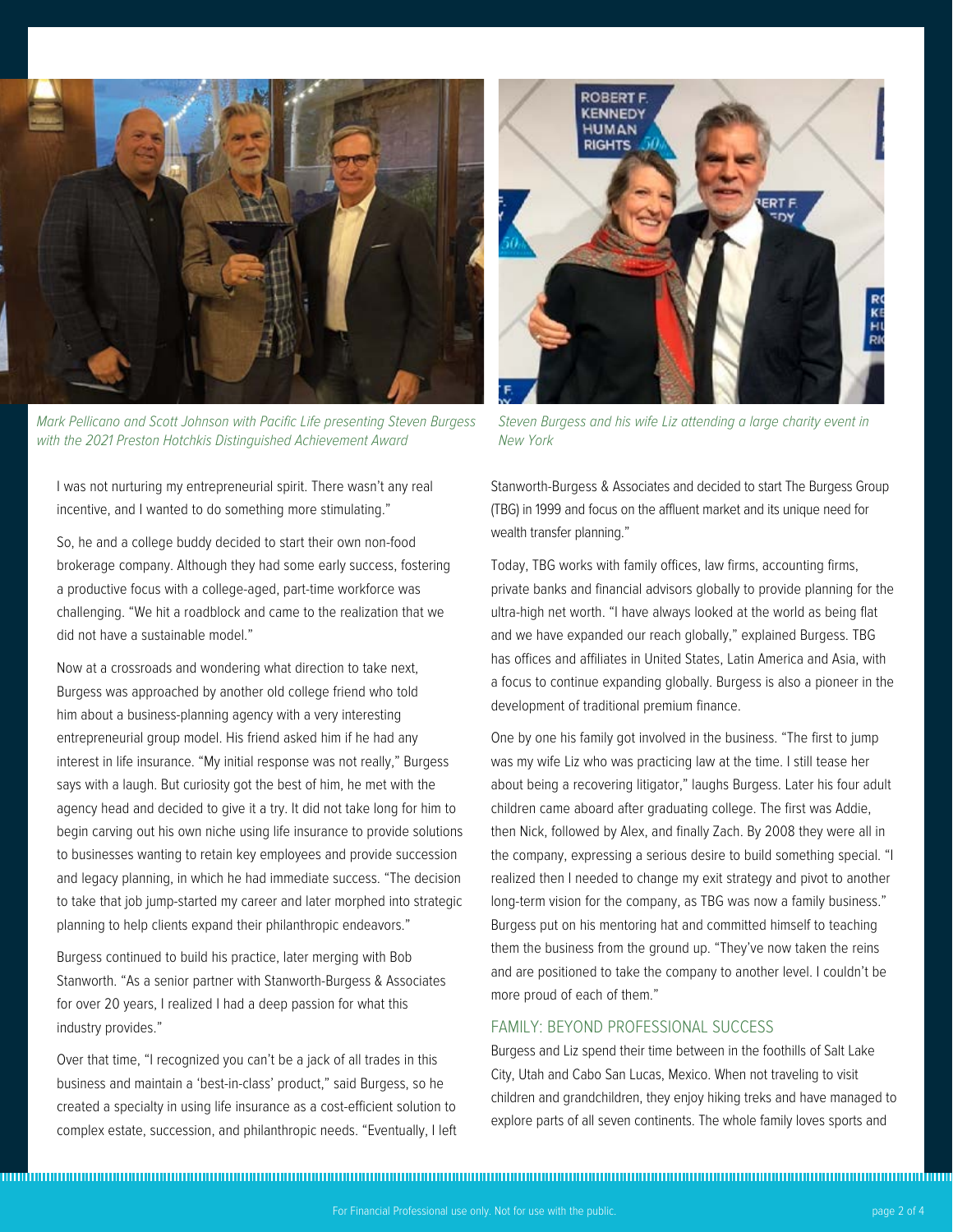*Mark Pellicano and Scott Johnson with Pacific Life presenting Steven Burgess with the 2021 Preston Hotchkis Distinguished Achievement Award*

*Steven Burgess and his wife Liz attending a large charity event in New York*

I was not nurturing my entrepreneurial spirit. There wasn't any real incentive, and I wanted to do something more stimulating."

So, he and a college buddy decided to start their own non-food brokerage company. Although they had some early success, fostering a productive focus with a college-aged, part-time workforce was challenging. "We hit a roadblock and came to the realization that we did not have a sustainable model."

Now at a crossroads and wondering what direction to take next, Burgess was approached by another old college friend who told him about a business-planning agency with a very interesting entrepreneurial group model. His friend asked him if he had any interest in life insurance. "My initial response was not really," Burgess says with a laugh. But curiosity got the best of him, he met with the agency head and decided to give it a try. It did not take long for him to begin carving out his own niche using life insurance to provide solutions to businesses wanting to retain key employees and provide succession and legacy planning, in which he had immediate success. "The decision to take that job jump-started my career and later morphed into strategic planning to help clients expand their philanthropic endeavors."

Burgess continued to build his practice, later merging with Bob Stanworth. "As a senior partner with Stanworth-Burgess & Associates for over 20 years, I realized I had a deep passion for what this industry provides."

Over that time, "I recognized you can't be a jack of all trades in this business and maintain a 'best-in-class' product," said Burgess, so he created a specialty in using life insurance as a cost-efficient solution to complex estate, succession, and philanthropic needs. "Eventually, I left Stanworth-Burgess & Associates and decided to start The Burgess Group (TBG) in 1999 and focus on the affluent market and its unique need for wealth transfer planning."

Today, TBG works with family offices, law firms, accounting firms, private banks and financial advisors globally to provide planning for the ultra-high net worth. "I have always looked at the world as being flat and we have expanded our reach globally," explained Burgess. TBG has offices and affiliates in United States, Latin America and Asia, with a focus to continue expanding globally. Burgess is also a pioneer in the development of traditional premium finance.

One by one his family got involved in the business. "The first to jump was my wife Liz who was practicing law at the time. I still tease her about being a recovering litigator," laughs Burgess. Later his four adult children came aboard after graduating college. The first was Addie, then Nick, followed by Alex, and finally Zach. By 2008 they were all in the company, expressing a serious desire to build something special. "I realized then I needed to change my exit strategy and pivot to another long-term vision for the company, as TBG was now a family business." Burgess put on his mentoring hat and committed himself to teaching them the business from the ground up. "They've now taken the reins and are positioned to take the company to another level. I couldn't be more proud of each of them."

## FAMILY: BEYOND PROFESSIONAL SUCCESS

Burgess and Liz spend their time between in the foothills of Salt Lake City, Utah and Cabo San Lucas, Mexico. When not traveling to visit children and grandchildren, they enjoy hiking treks and have managed to explore parts of all seven continents. The whole family loves sports and

For Financial Professional use only. Not for use with the public.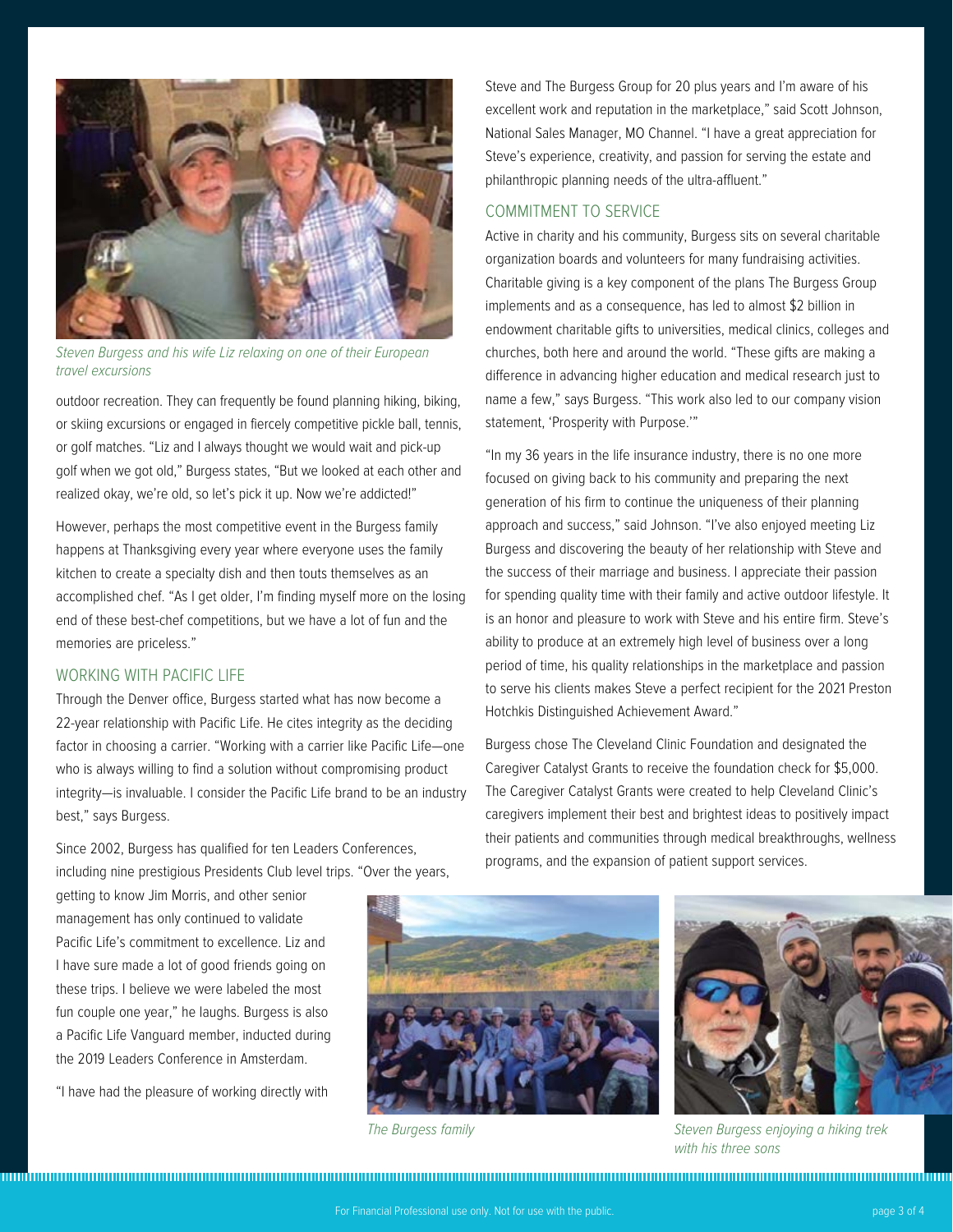*Steven Burgess and his wife Liz relaxing on one of their European travel excursions*

outdoor recreation. They can frequently be found planning hiking, biking, or skiing excursions or engaged in fiercely competitive pickle ball, tennis, or golf matches. "Liz and I always thought we would wait and pick-up golf when we got old," Burgess states, "But we looked at each other and realized okay, we're old, so let's pick it up. Now we're addicted!"

However, perhaps the most competitive event in the Burgess family happens at Thanksgiving every year where everyone uses the family kitchen to create a specialty dish and then touts themselves as an accomplished chef. "As I get older, I'm finding myself more on the losing end of these best-chef competitions, but we have a lot of fun and the memories are priceless."

## WORKING WITH PACIFIC LIFE

Through the Denver office, Burgess started what has now become a 22-year relationship with Pacific Life. He cites integrity as the deciding factor in choosing a carrier. "Working with a carrier like Pacific Life—one who is always willing to find a solution without compromising product integrity—is invaluable. I consider the Pacific Life brand to be an industry best," says Burgess.

Since 2002, Burgess has qualified for ten Leaders Conferences, including nine prestigious Presidents Club level trips. "Over the years, getting to know Jim Morris, and other senior management has only continued to validate Pacific Life's commitment to excellence. Liz and I have sure made a lot of good friends going on these trips. I believe we were labeled the most fun couple one year," he laughs. Burgess is also a Pacific Life Vanguard member, inducted during the 2019 Leaders Conference in Amsterdam.

"I have had the pleasure of working directly with Steve and The Burgess Group for 20 plus years and I'm aware of his excellent work and reputation in the marketplace," said Scott Johnson, National Sales Manager, MO Channel. "I have a great appreciation for Steve's experience, creativity, and passion for serving the estate and philanthropic planning needs of the ultra-affluent."

## COMMITMENT TO SERVICE

Active in charity and his community, Burgess sits on several charitable organization boards and volunteers for many fundraising activities. Charitable giving is a key component of the plans The Burgess Group implements and as a consequence, has led to almost $2 billion in endowment charitable gifts to universities, medical clinics, colleges and churches, both here and around the world. "These gifts are making a difference in advancing higher education and medical research just to name a few," says Burgess. "This work also led to our company vision statement, 'Prosperity with Purpose.'"

"In my 36 years in the life insurance industry, there is no one more focused on giving back to his community and preparing the next generation of his firm to continue the uniqueness of their planning approach and success," said Johnson. "I've also enjoyed meeting Liz Burgess and discovering the beauty of her relationship with Steve and the success of their marriage and business. I appreciate their passion for spending quality time with their family and active outdoor lifestyle. It is an honor and pleasure to work with Steve and his entire firm. Steve's ability to produce at an extremely high level of business over a long period of time, his quality relationships in the marketplace and passion to serve his clients makes Steve a perfect recipient for the 2021 Preston Hotchkis Distinguished Achievement Award."

Burgess chose The Cleveland Clinic Foundation and designated the Caregiver Catalyst Grants to receive the foundation check for $5,000. The Caregiver Catalyst Grants were created to help Cleveland Clinic's caregivers implement their best and brightest ideas to positively impact their patients and communities through medical breakthroughs, wellness programs, and the expansion of patient support services.

*The Burgess family*

*Steven Burgess enjoying a hiking trek with his three sons*

For Financial Professional use only. Not for use with the public.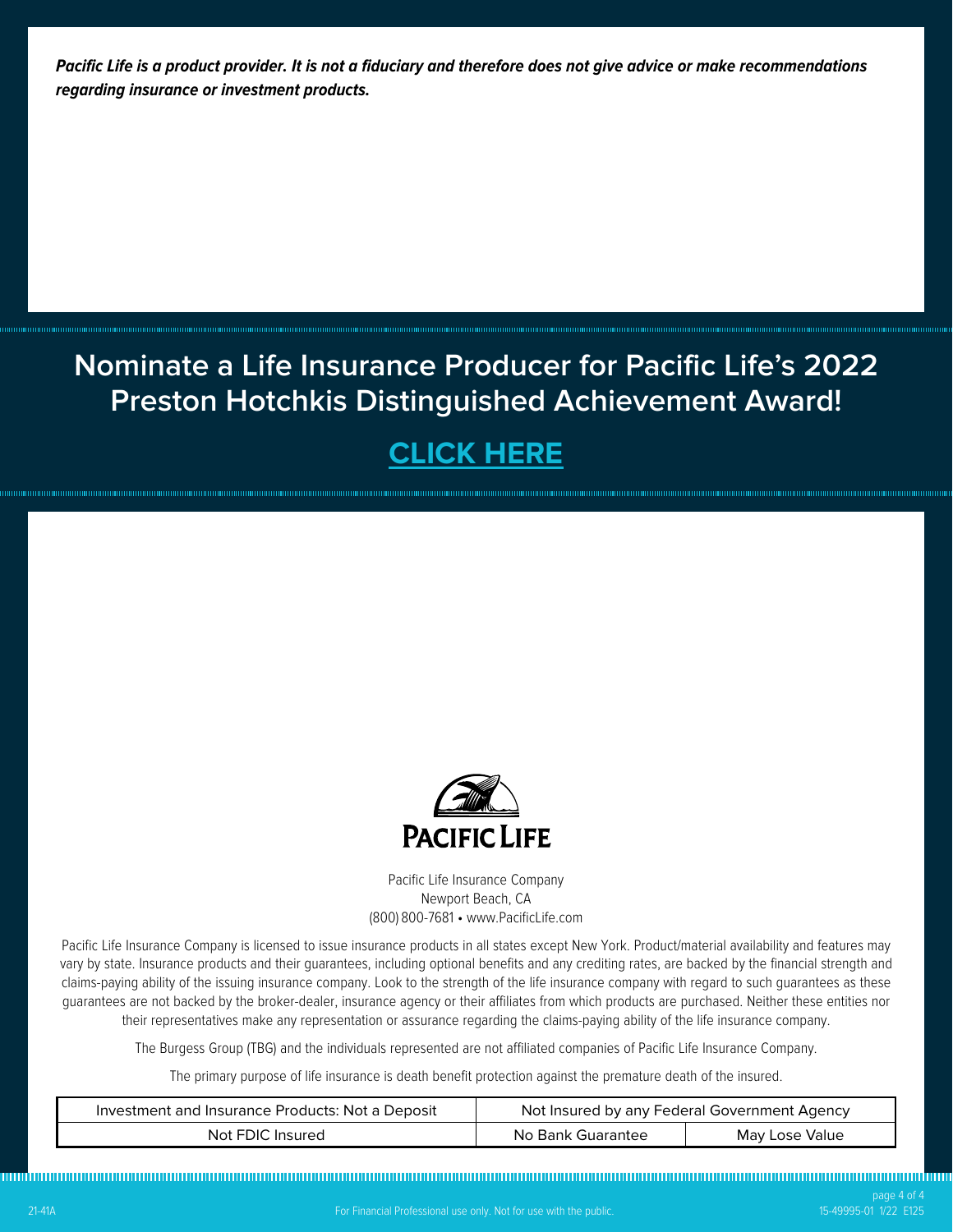***Pacific Life is a product provider. It is not a fiduciary and therefore does not give advice or make recommendations regarding insurance or investment products.***

## Nominate a Life Insurance Producer for Pacific Life's 2022 Preston Hotchkis Distinguished Achievement Award!

**CLICK HERE**

PACIFIC LIFE

Pacific Life Insurance Company
Newport Beach, CA
(800) 800-7681 • www.PacificLife.com

Pacific Life Insurance Company is licensed to issue insurance products in all states except New York. Product/material availability and features may vary by state. Insurance products and their guarantees, including optional benefits and any crediting rates, are backed by the financial strength and claims-paying ability of the issuing insurance company. Look to the strength of the life insurance company with regard to such guarantees as these guarantees are not backed by the broker-dealer, insurance agency or their affiliates from which products are purchased. Neither these entities nor their representatives make any representation or assurance regarding the claims-paying ability of the life insurance company.

The Burgess Group (TBG) and the individuals represented are not affiliated companies of Pacific Life Insurance Company.

The primary purpose of life insurance is death benefit protection against the premature death of the insured.

| | | |
|---|---|---|
| Investment and Insurance Products: Not a Deposit | Not Insured by any Federal Government Agency | |
| Not FDIC Insured | No Bank Guarantee | May Lose Value |

21-41A

For Financial Professional use only. Not for use with the public.

15-49995-01 1/22 E125